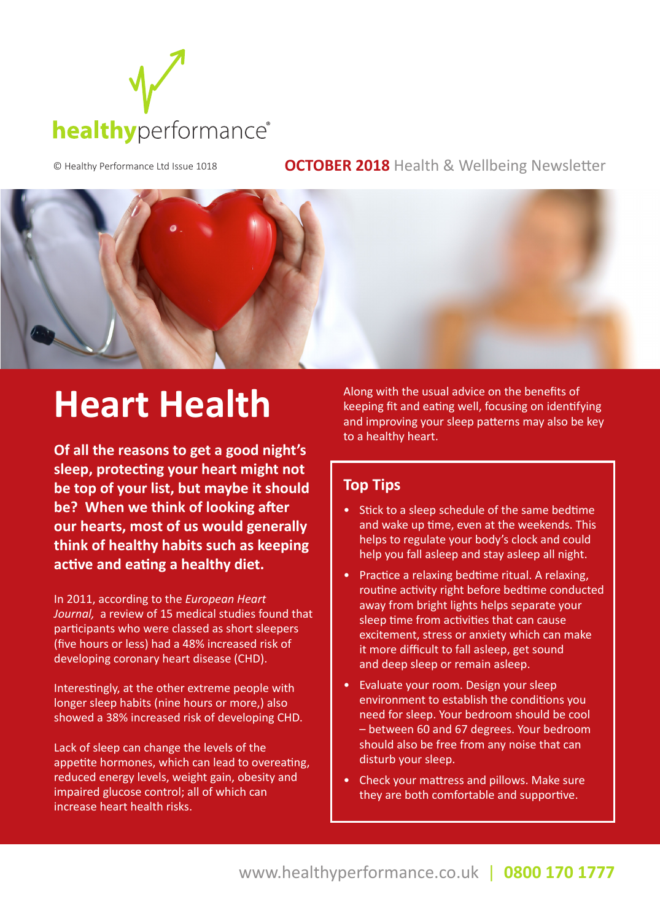healthyperformance®

© Healthy Performance Ltd Issue 1018

**OCTOBER 2018** Health & Wellbeing Newsletter

# Heart Health

**Of all the reasons to get a good night's sleep, protecting your heart might not be top of your list, but maybe it should be? When we think of looking after our hearts, most of us would generally think of healthy habits such as keeping active and eating a healthy diet.**

In 2011, according to the *European Heart Journal,* a review of 15 medical studies found that participants who were classed as short sleepers (five hours or less) had a 48% increased risk of developing coronary heart disease (CHD).

Interestingly, at the other extreme people with longer sleep habits (nine hours or more,) also showed a 38% increased risk of developing CHD.

Lack of sleep can change the levels of the appetite hormones, which can lead to overeating, reduced energy levels, weight gain, obesity and impaired glucose control; all of which can increase heart health risks.

Along with the usual advice on the benefits of keeping fit and eating well, focusing on identifying and improving your sleep patterns may also be key to a healthy heart.

## Top Tips

- Stick to a sleep schedule of the same bedtime and wake up time, even at the weekends. This helps to regulate your body's clock and could help you fall asleep and stay asleep all night.
- Practice a relaxing bedtime ritual. A relaxing, routine activity right before bedtime conducted away from bright lights helps separate your sleep time from activities that can cause excitement, stress or anxiety which can make it more difficult to fall asleep, get sound and deep sleep or remain asleep.
- Evaluate your room. Design your sleep environment to establish the conditions you need for sleep. Your bedroom should be cool – between 60 and 67 degrees. Your bedroom should also be free from any noise that can disturb your sleep.
- Check your mattress and pillows. Make sure they are both comfortable and supportive.

www.healthyperformance.co.uk | **0800 170 1777**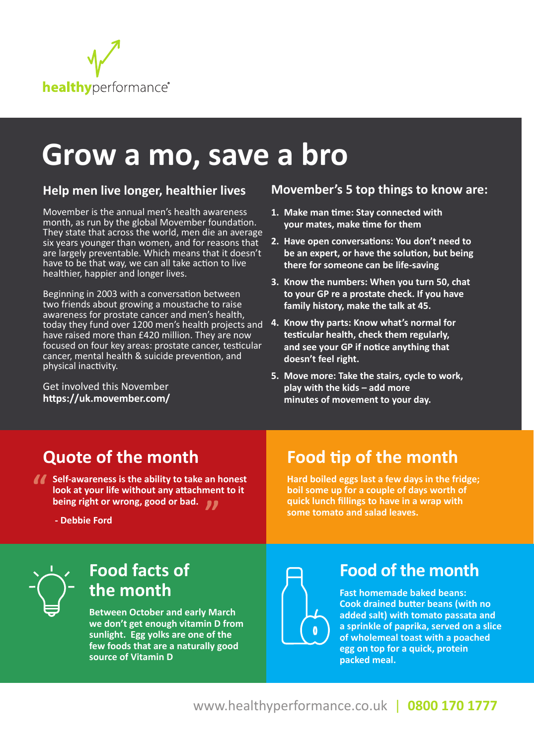healthyperformance®

# Grow a mo, save a bro

## Help men live longer, healthier lives

Movember is the annual men's health awareness month, as run by the global Movember foundation. They state that across the world, men die an average six years younger than women, and for reasons that are largely preventable. Which means that it doesn't have to be that way, we can all take action to live healthier, happier and longer lives.

Beginning in 2003 with a conversation between two friends about growing a moustache to raise awareness for prostate cancer and men's health, today they fund over 1200 men's health projects and have raised more than £420 million. They are now focused on four key areas: prostate cancer, testicular cancer, mental health & suicide prevention, and physical inactivity.

Get involved this November
**https://uk.movember.com/**

## Movember's 5 top things to know are:

1. **Make man time: Stay connected with your mates, make time for them**
2. **Have open conversations: You don't need to be an expert, or have the solution, but being there for someone can be life-saving**
3. **Know the numbers: When you turn 50, chat to your GP re a prostate check. If you have family history, make the talk at 45.**
4. **Know thy parts: Know what's normal for testicular health, check them regularly, and see your GP if notice anything that doesn't feel right.**
5. **Move more: Take the stairs, cycle to work, play with the kids – add more minutes of movement to your day.**

## Quote of the month

> **"Self-awareness is the ability to take an honest look at your life without any attachment to it being right or wrong, good or bad."**
>
> **- Debbie Ford**

## Food tip of the month

**Hard boiled eggs last a few days in the fridge; boil some up for a couple of days worth of quick lunch fillings to have in a wrap with some tomato and salad leaves.**

## Food facts of the month

**Between October and early March we don't get enough vitamin D from sunlight. Egg yolks are one of the few foods that are a naturally good source of Vitamin D**

## Food of the month

**Fast homemade baked beans: Cook drained butter beans (with no added salt) with tomato passata and a sprinkle of paprika, served on a slice of wholemeal toast with a poached egg on top for a quick, protein packed meal.**

www.healthyperformance.co.uk | **0800 170 1777**